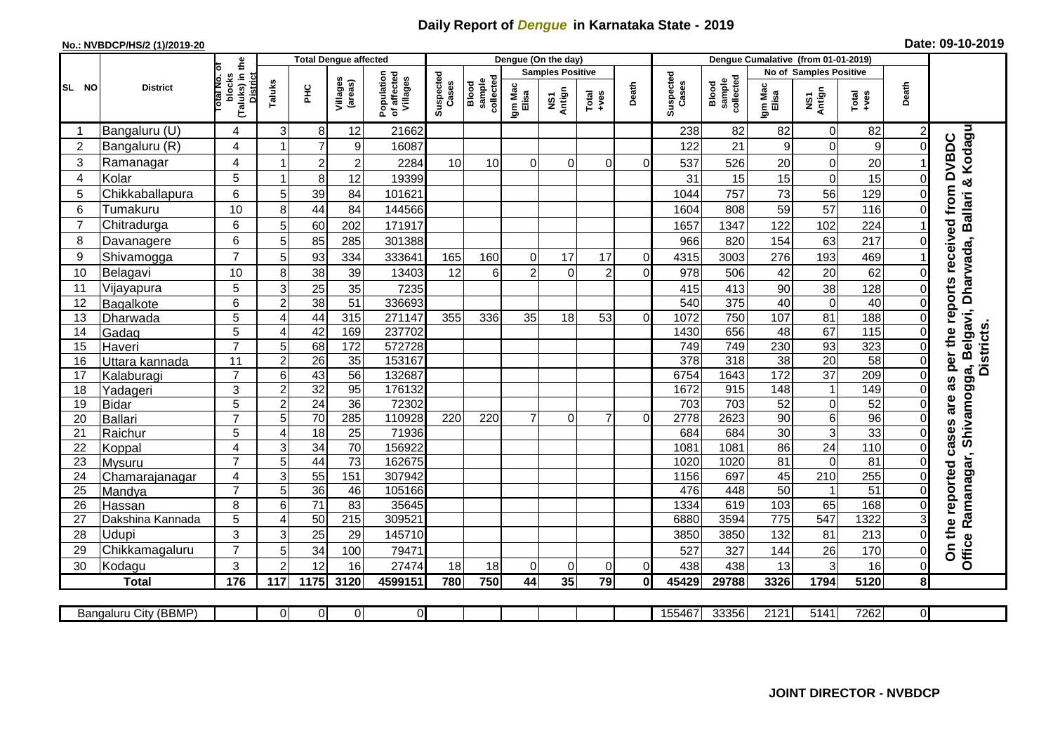# Daily Report of *Dengue* in Karnataka State - 2019

**No.: NVBDCP/HS/2 (1)/2019-20**

**Date: 09-10-2019**

| SL NO | District | Total No. of blocks (Taluks) in the District | Total Dengue affected | | | | Dengue (On the day) | | | | | | Dengue Cumalative (from 01-01-2019) | | | | | | |
|---|---|---|---|---|---|---|---|---|---|---|---|---|---|---|---|---|---|---|---|
| | | | Taluks | PHC | Villages (areas) | Population of affected Villages | Suspected Cases | Blood sample collected | Samples Positive | | | Death | Suspected Cases | Blood sample collected | No of Samples Positive | | | Death | |
| | | | | | | | | | Igm Mac Elisa | NS1 Antign | Total +ves | | | | Igm Mac Elisa | NS1 Antign | Total +ves | | |
| 1 | Bangaluru (U) | 4 | 3 | 8 | 12 | 21662 | | | | | | | 238 | 82 | 82 | 0 | 82 | 2 | On the reported cases are as per the reports received from DVBDC Office Ramanagar, Shivamogga, Belgavi, Dharwada, Ballari & Kodagu Districts. |
| 2 | Bangaluru (R) | 4 | 1 | 7 | 9 | 16087 | | | | | | | 122 | 21 | 9 | 0 | 9 | 0 | |
| 3 | Ramanagar | 4 | 1 | 2 | 2 | 2284 | 10 | 10 | 0 | 0 | 0 | 0 | 537 | 526 | 20 | 0 | 20 | 1 | |
| 4 | Kolar | 5 | 1 | 8 | 12 | 19399 | | | | | | | 31 | 15 | 15 | 0 | 15 | 0 | |
| 5 | Chikkaballapura | 6 | 5 | 39 | 84 | 101621 | | | | | | | 1044 | 757 | 73 | 56 | 129 | 0 | |
| 6 | Tumakuru | 10 | 8 | 44 | 84 | 144566 | | | | | | | 1604 | 808 | 59 | 57 | 116 | 0 | |
| 7 | Chitradurga | 6 | 5 | 60 | 202 | 171917 | | | | | | | 1657 | 1347 | 122 | 102 | 224 | 1 | |
| 8 | Davanagere | 6 | 5 | 85 | 285 | 301388 | | | | | | | 966 | 820 | 154 | 63 | 217 | 0 | |
| 9 | Shivamogga | 7 | 5 | 93 | 334 | 333641 | 165 | 160 | 0 | 17 | 17 | 0 | 4315 | 3003 | 276 | 193 | 469 | 1 | |
| 10 | Belagavi | 10 | 8 | 38 | 39 | 13403 | 12 | 6 | 2 | 0 | 2 | 0 | 978 | 506 | 42 | 20 | 62 | 0 | |
| 11 | Vijayapura | 5 | 3 | 25 | 35 | 7235 | | | | | | | 415 | 413 | 90 | 38 | 128 | 0 | |
| 12 | Bagalkote | 6 | 2 | 38 | 51 | 336693 | | | | | | | 540 | 375 | 40 | 0 | 40 | 0 | |
| 13 | Dharwada | 5 | 4 | 44 | 315 | 271147 | 355 | 336 | 35 | 18 | 53 | 0 | 1072 | 750 | 107 | 81 | 188 | 0 | |
| 14 | Gadag | 5 | 4 | 42 | 169 | 237702 | | | | | | | 1430 | 656 | 48 | 67 | 115 | 0 | |
| 15 | Haveri | 7 | 5 | 68 | 172 | 572728 | | | | | | | 749 | 749 | 230 | 93 | 323 | 0 | |
| 16 | Uttara kannada | 11 | 2 | 26 | 35 | 153167 | | | | | | | 378 | 318 | 38 | 20 | 58 | 0 | |
| 17 | Kalaburagi | 7 | 6 | 43 | 56 | 132687 | | | | | | | 6754 | 1643 | 172 | 37 | 209 | 0 | |
| 18 | Yadageri | 3 | 2 | 32 | 95 | 176132 | | | | | | | 1672 | 915 | 148 | 1 | 149 | 0 | |
| 19 | Bidar | 5 | 2 | 24 | 36 | 72302 | | | | | | | 703 | 703 | 52 | 0 | 52 | 0 | |
| 20 | Ballari | 7 | 5 | 70 | 285 | 110928 | 220 | 220 | 7 | 0 | 7 | 0 | 2778 | 2623 | 90 | 6 | 96 | 0 | |
| 21 | Raichur | 5 | 4 | 18 | 25 | 71936 | | | | | | | 684 | 684 | 30 | 3 | 33 | 0 | |
| 22 | Koppal | 4 | 3 | 34 | 70 | 156922 | | | | | | | 1081 | 1081 | 86 | 24 | 110 | 0 | |
| 23 | Mysuru | 7 | 5 | 44 | 73 | 162675 | | | | | | | 1020 | 1020 | 81 | 0 | 81 | 0 | |
| 24 | Chamarajanagar | 4 | 3 | 55 | 151 | 307942 | | | | | | | 1156 | 697 | 45 | 210 | 255 | 0 | |
| 25 | Mandya | 7 | 5 | 36 | 46 | 105166 | | | | | | | 476 | 448 | 50 | 1 | 51 | 0 | |
| 26 | Hassan | 8 | 6 | 71 | 83 | 35645 | | | | | | | 1334 | 619 | 103 | 65 | 168 | 0 | |
| 27 | Dakshina Kannada | 5 | 4 | 50 | 215 | 309521 | | | | | | | 6880 | 3594 | 775 | 547 | 1322 | 3 | |
| 28 | Udupi | 3 | 3 | 25 | 29 | 145710 | | | | | | | 3850 | 3850 | 132 | 81 | 213 | 0 | |
| 29 | Chikkamagaluru | 7 | 5 | 34 | 100 | 79471 | | | | | | | 527 | 327 | 144 | 26 | 170 | 0 | |
| 30 | Kodagu | 3 | 2 | 12 | 16 | 27474 | 18 | 18 | 0 | 0 | 0 | 0 | 438 | 438 | 13 | 3 | 16 | 0 | |
| | **Total** | **176** | **117** | **1175** | **3120** | **4599151** | **780** | **750** | **44** | **35** | **79** | **0** | **45429** | **29788** | **3326** | **1794** | **5120** | **8** | |

| Bangaluru City (BBMP) | | 0 | 0 | 0 | 0 | | | | | | | 155467 | 33356 | 2121 | 5141 | 7262 | 0 | |
|---|---|---|---|---|---|---|---|---|---|---|---|---|---|---|---|---|---|---|

**JOINT DIRECTOR - NVBDCP**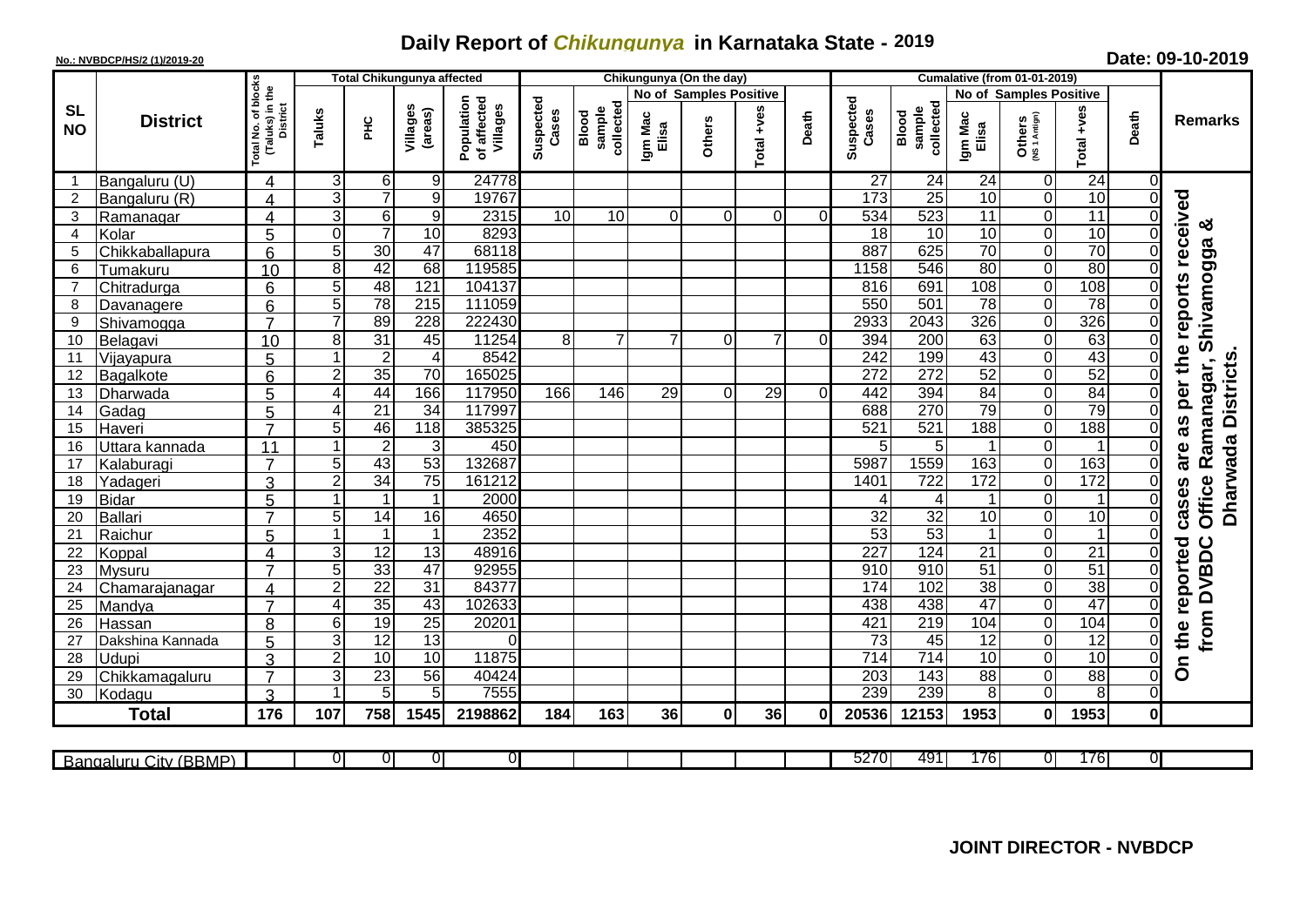# Daily Report of *Chikungunya* in Karnataka State - 2019

**No.: NVBDCP/HS/2 (1)/2019-20**

**Date: 09-10-2019**

| SL NO | District | Total No. of blocks (Taluks) in the District | Total Chikungunya affected | | | | Chikungunya (On the day) | | | | | | | Cumalative (from 01-01-2019) | | | | | | | Remarks |
|---|---|---|---|---|---|---|---|---|---|---|---|---|---|---|---|---|---|---|---|---|---|
| | | | Taluks | PHC | Villages (areas) | Population of affected Villages | Suspected Cases | Blood sample collected | No of Samples Positive | | | Death | Suspected Cases | Blood sample collected | No of Samples Positive | | | Death | |
| | | | | | | | | | Igm Mac Elisa | Others | Total +ves | | | | Igm Mac Elisa | Others (NS 1 Antign) | Total +ves | | |
| 1 | Bangaluru (U) | 4 | 3 | 6 | 9 | 24778 | | | | | | | 27 | 24 | 24 | 0 | 24 | 0 | On the reported cases are as per the reports received from DVBDC Office Ramanagar, Shivamogga & Dharwada Districts. |
| 2 | Bangaluru (R) | 4 | 3 | 7 | 9 | 19767 | | | | | | | 173 | 25 | 10 | 0 | 10 | 0 | |
| 3 | Ramanagar | 4 | 3 | 6 | 9 | 2315 | 10 | 10 | 0 | 0 | 0 | 0 | 534 | 523 | 11 | 0 | 11 | 0 | |
| 4 | Kolar | 5 | 0 | 7 | 10 | 8293 | | | | | | | 18 | 10 | 10 | 0 | 10 | 0 | |
| 5 | Chikkaballapura | 6 | 5 | 30 | 47 | 68118 | | | | | | | 887 | 625 | 70 | 0 | 70 | 0 | |
| 6 | Tumakuru | 10 | 8 | 42 | 68 | 119585 | | | | | | | 1158 | 546 | 80 | 0 | 80 | 0 | |
| 7 | Chitradurga | 6 | 5 | 48 | 121 | 104137 | | | | | | | 816 | 691 | 108 | 0 | 108 | 0 | |
| 8 | Davanagere | 6 | 5 | 78 | 215 | 111059 | | | | | | | 550 | 501 | 78 | 0 | 78 | 0 | |
| 9 | Shivamogga | 7 | 7 | 89 | 228 | 222430 | | | | | | | 2933 | 2043 | 326 | 0 | 326 | 0 | |
| 10 | Belagavi | 10 | 8 | 31 | 45 | 11254 | 8 | 7 | 7 | 0 | 7 | 0 | 394 | 200 | 63 | 0 | 63 | 0 | |
| 11 | Vijayapura | 5 | 1 | 2 | 4 | 8542 | | | | | | | 242 | 199 | 43 | 0 | 43 | 0 | |
| 12 | Bagalkote | 6 | 2 | 35 | 70 | 165025 | | | | | | | 272 | 272 | 52 | 0 | 52 | 0 | |
| 13 | Dharwada | 5 | 4 | 44 | 166 | 117950 | 166 | 146 | 29 | 0 | 29 | 0 | 442 | 394 | 84 | 0 | 84 | 0 | |
| 14 | Gadag | 5 | 4 | 21 | 34 | 117997 | | | | | | | 688 | 270 | 79 | 0 | 79 | 0 | |
| 15 | Haveri | 7 | 5 | 46 | 118 | 385325 | | | | | | | 521 | 521 | 188 | 0 | 188 | 0 | |
| 16 | Uttara kannada | 11 | 1 | 2 | 3 | 450 | | | | | | | 5 | 5 | 1 | 0 | 1 | 0 | |
| 17 | Kalaburagi | 7 | 5 | 43 | 53 | 132687 | | | | | | | 5987 | 1559 | 163 | 0 | 163 | 0 | |
| 18 | Yadageri | 3 | 2 | 34 | 75 | 161212 | | | | | | | 1401 | 722 | 172 | 0 | 172 | 0 | |
| 19 | Bidar | 5 | 1 | 1 | 1 | 2000 | | | | | | | 4 | 4 | 1 | 0 | 1 | 0 | |
| 20 | Ballari | 7 | 5 | 14 | 16 | 4650 | | | | | | | 32 | 32 | 10 | 0 | 10 | 0 | |
| 21 | Raichur | 5 | 1 | 1 | 1 | 2352 | | | | | | | 53 | 53 | 1 | 0 | 1 | 0 | |
| 22 | Koppal | 4 | 3 | 12 | 13 | 48916 | | | | | | | 227 | 124 | 21 | 0 | 21 | 0 | |
| 23 | Mysuru | 7 | 5 | 33 | 47 | 92955 | | | | | | | 910 | 910 | 51 | 0 | 51 | 0 | |
| 24 | Chamarajanagar | 4 | 2 | 22 | 31 | 84377 | | | | | | | 174 | 102 | 38 | 0 | 38 | 0 | |
| 25 | Mandya | 7 | 4 | 35 | 43 | 102633 | | | | | | | 438 | 438 | 47 | 0 | 47 | 0 | |
| 26 | Hassan | 8 | 6 | 19 | 25 | 20201 | | | | | | | 421 | 219 | 104 | 0 | 104 | 0 | |
| 27 | Dakshina Kannada | 5 | 3 | 12 | 13 | 0 | | | | | | | 73 | 45 | 12 | 0 | 12 | 0 | |
| 28 | Udupi | 3 | 2 | 10 | 10 | 11875 | | | | | | | 714 | 714 | 10 | 0 | 10 | 0 | |
| 29 | Chikkamagaluru | 7 | 3 | 23 | 56 | 40424 | | | | | | | 203 | 143 | 88 | 0 | 88 | 0 | |
| 30 | Kodagu | 3 | 1 | 5 | 5 | 7555 | | | | | | | 239 | 239 | 8 | 0 | 8 | 0 | |
| **Total** | | **176** | **107** | **758** | **1545** | **2198862** | **184** | **163** | **36** | **0** | **36** | **0** | **20536** | **12153** | **1953** | **0** | **1953** | **0** | |

| | | | | | | | | | | | | | | | | | | |
|---|---|---|---|---|---|---|---|---|---|---|---|---|---|---|---|---|---|---|
| Bangaluru City (BBMP) | | 0 | 0 | 0 | 0 | | | | | | | 5270 | 491 | 176 | 0 | 176 | 0 | |

**JOINT DIRECTOR - NVBDCP**